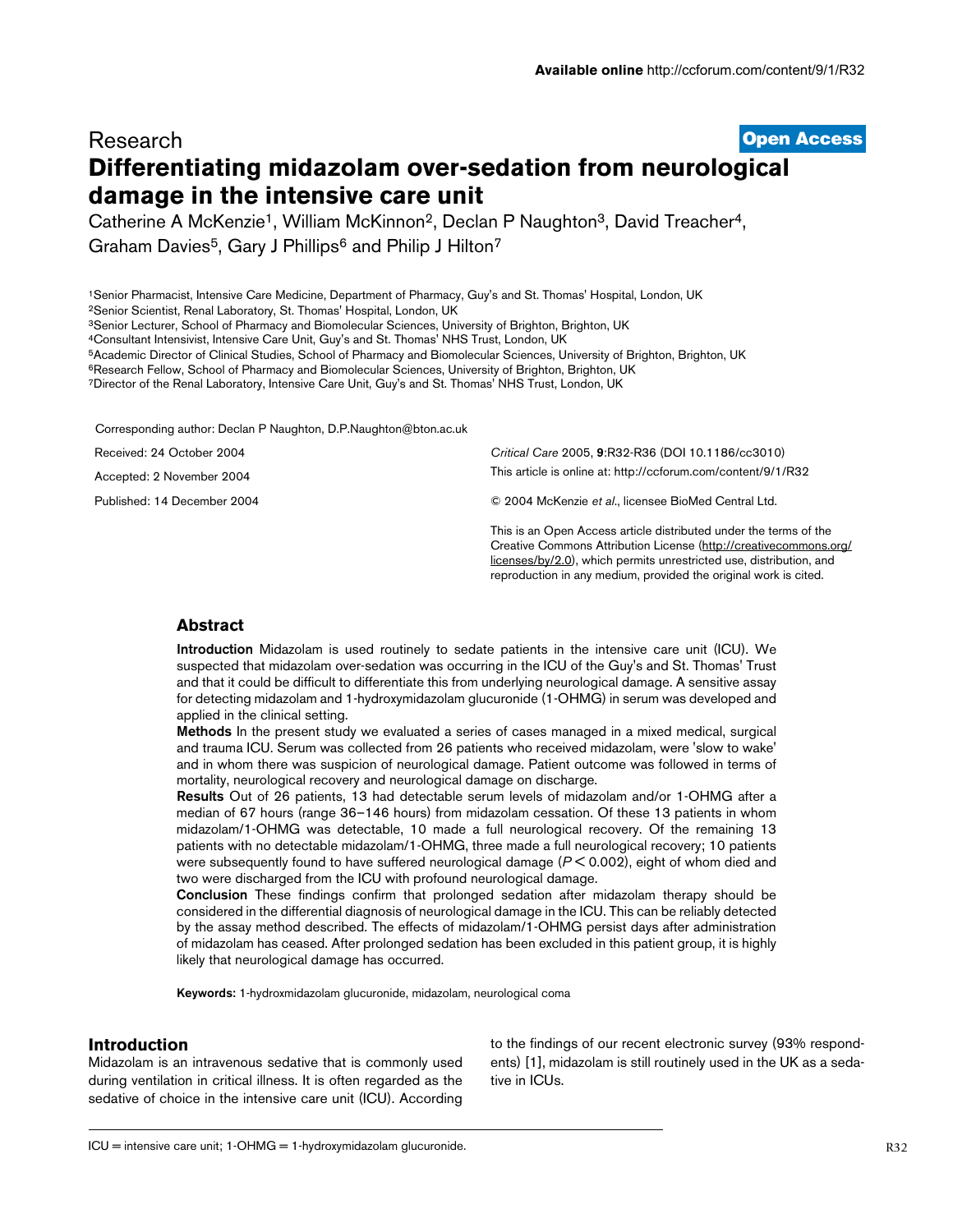Available online http://ccforum.com/content/9/1/R32

Research

**Open Access**

# Differentiating midazolam over-sedation from neurological damage in the intensive care unit

Catherine A McKenzie[1], William McKinnon[2], Declan P Naughton[3], David Treacher[4], Graham Davies[5], Gary J Phillips[6] and Philip J Hilton[7]

[1]Senior Pharmacist, Intensive Care Medicine, Department of Pharmacy, Guy's and St. Thomas' Hospital, London, UK
[2]Senior Scientist, Renal Laboratory, St. Thomas' Hospital, London, UK
[3]Senior Lecturer, School of Pharmacy and Biomolecular Sciences, University of Brighton, Brighton, UK
[4]Consultant Intensivist, Intensive Care Unit, Guy's and St. Thomas' NHS Trust, London, UK
[5]Academic Director of Clinical Studies, School of Pharmacy and Biomolecular Sciences, University of Brighton, Brighton, UK
[6]Research Fellow, School of Pharmacy and Biomolecular Sciences, University of Brighton, Brighton, UK
[7]Director of the Renal Laboratory, Intensive Care Unit, Guy's and St. Thomas' NHS Trust, London, UK

Corresponding author: Declan P Naughton, D.P.Naughton@bton.ac.uk

Received: 24 October 2004

Accepted: 2 November 2004

Published: 14 December 2004

*Critical Care* 2005, **9**:R32-R36 (DOI 10.1186/cc3010)

This article is online at: http://ccforum.com/content/9/1/R32

© 2004 McKenzie *et al*., licensee BioMed Central Ltd.

This is an Open Access article distributed under the terms of the Creative Commons Attribution License (http://creativecommons.org/licenses/by/2.0), which permits unrestricted use, distribution, and reproduction in any medium, provided the original work is cited.

## Abstract

**Introduction** Midazolam is used routinely to sedate patients in the intensive care unit (ICU). We suspected that midazolam over-sedation was occurring in the ICU of the Guy's and St. Thomas' Trust and that it could be difficult to differentiate this from underlying neurological damage. A sensitive assay for detecting midazolam and 1-hydroxymidazolam glucuronide (1-OHMG) in serum was developed and applied in the clinical setting.

**Methods** In the present study we evaluated a series of cases managed in a mixed medical, surgical and trauma ICU. Serum was collected from 26 patients who received midazolam, were 'slow to wake' and in whom there was suspicion of neurological damage. Patient outcome was followed in terms of mortality, neurological recovery and neurological damage on discharge.

**Results** Out of 26 patients, 13 had detectable serum levels of midazolam and/or 1-OHMG after a median of 67 hours (range 36–146 hours) from midazolam cessation. Of these 13 patients in whom midazolam/1-OHMG was detectable, 10 made a full neurological recovery. Of the remaining 13 patients with no detectable midazolam/1-OHMG, three made a full neurological recovery; 10 patients were subsequently found to have suffered neurological damage ($P < 0.002$), eight of whom died and two were discharged from the ICU with profound neurological damage.

**Conclusion** These findings confirm that prolonged sedation after midazolam therapy should be considered in the differential diagnosis of neurological damage in the ICU. This can be reliably detected by the assay method described. The effects of midazolam/1-OHMG persist days after administration of midazolam has ceased. After prolonged sedation has been excluded in this patient group, it is highly likely that neurological damage has occurred.

**Keywords:** 1-hydroxmidazolam glucuronide, midazolam, neurological coma

## Introduction

Midazolam is an intravenous sedative that is commonly used during ventilation in critical illness. It is often regarded as the sedative of choice in the intensive care unit (ICU). According to the findings of our recent electronic survey (93% respondents) [1], midazolam is still routinely used in the UK as a sedative in ICUs.

ICU = intensive care unit; 1-OHMG = 1-hydroxymidazolam glucuronide.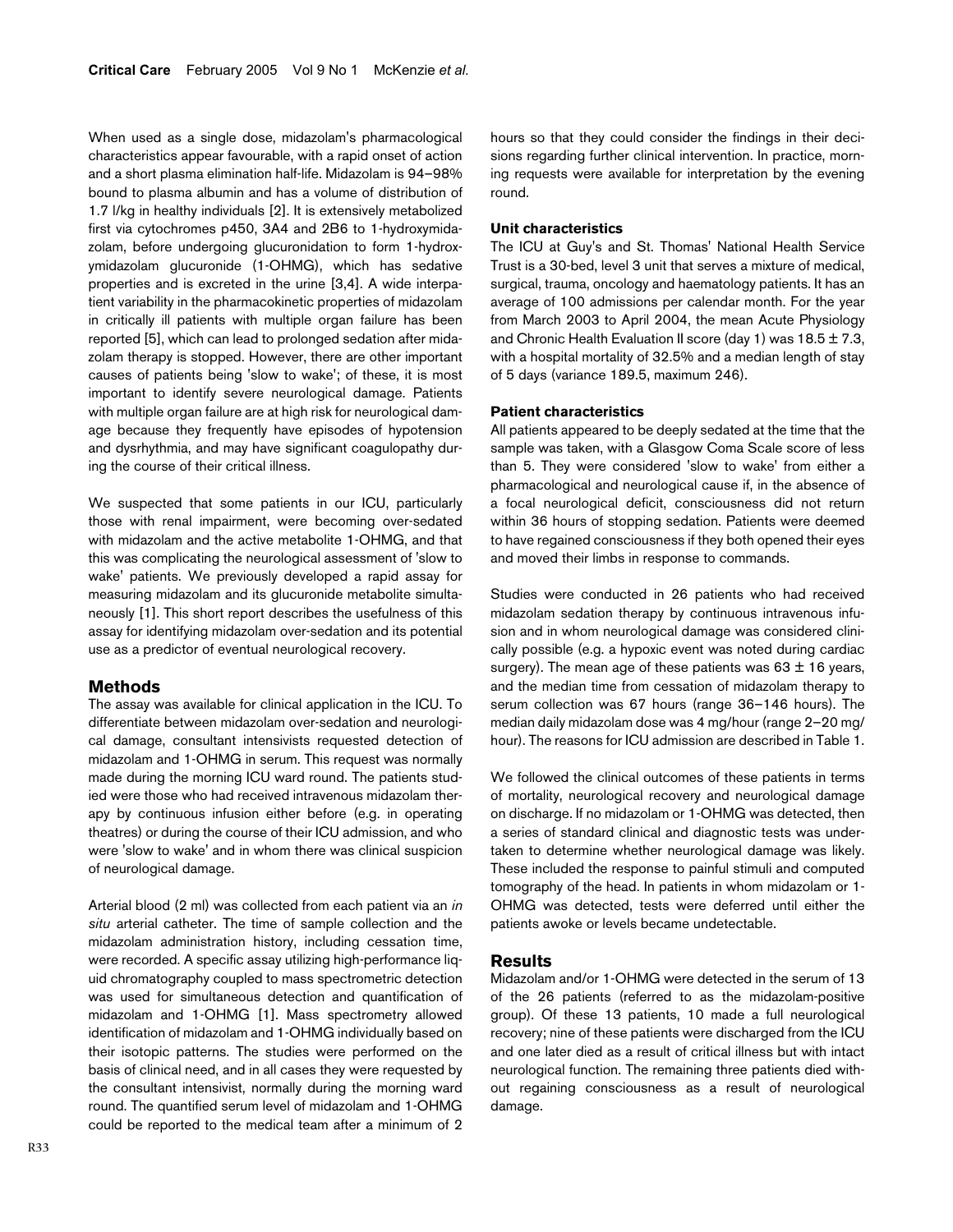When used as a single dose, midazolam's pharmacological characteristics appear favourable, with a rapid onset of action and a short plasma elimination half-life. Midazolam is 94–98% bound to plasma albumin and has a volume of distribution of 1.7 l/kg in healthy individuals [2]. It is extensively metabolized first via cytochromes p450, 3A4 and 2B6 to 1-hydroxymidazolam, before undergoing glucuronidation to form 1-hydroxymidazolam glucuronide (1-OHMG), which has sedative properties and is excreted in the urine [3,4]. A wide interpatient variability in the pharmacokinetic properties of midazolam in critically ill patients with multiple organ failure has been reported [5], which can lead to prolonged sedation after midazolam therapy is stopped. However, there are other important causes of patients being 'slow to wake'; of these, it is most important to identify severe neurological damage. Patients with multiple organ failure are at high risk for neurological damage because they frequently have episodes of hypotension and dysrhythmia, and may have significant coagulopathy during the course of their critical illness.

We suspected that some patients in our ICU, particularly those with renal impairment, were becoming over-sedated with midazolam and the active metabolite 1-OHMG, and that this was complicating the neurological assessment of 'slow to wake' patients. We previously developed a rapid assay for measuring midazolam and its glucuronide metabolite simultaneously [1]. This short report describes the usefulness of this assay for identifying midazolam over-sedation and its potential use as a predictor of eventual neurological recovery.

## Methods

The assay was available for clinical application in the ICU. To differentiate between midazolam over-sedation and neurological damage, consultant intensivists requested detection of midazolam and 1-OHMG in serum. This request was normally made during the morning ICU ward round. The patients studied were those who had received intravenous midazolam therapy by continuous infusion either before (e.g. in operating theatres) or during the course of their ICU admission, and who were 'slow to wake' and in whom there was clinical suspicion of neurological damage.

Arterial blood (2 ml) was collected from each patient via an *in situ* arterial catheter. The time of sample collection and the midazolam administration history, including cessation time, were recorded. A specific assay utilizing high-performance liquid chromatography coupled to mass spectrometric detection was used for simultaneous detection and quantification of midazolam and 1-OHMG [1]. Mass spectrometry allowed identification of midazolam and 1-OHMG individually based on their isotopic patterns. The studies were performed on the basis of clinical need, and in all cases they were requested by the consultant intensivist, normally during the morning ward round. The quantified serum level of midazolam and 1-OHMG could be reported to the medical team after a minimum of 2 hours so that they could consider the findings in their decisions regarding further clinical intervention. In practice, morning requests were available for interpretation by the evening round.

### Unit characteristics

The ICU at Guy's and St. Thomas' National Health Service Trust is a 30-bed, level 3 unit that serves a mixture of medical, surgical, trauma, oncology and haematology patients. It has an average of 100 admissions per calendar month. For the year from March 2003 to April 2004, the mean Acute Physiology and Chronic Health Evaluation II score (day 1) was $18.5 \pm 7.3$, with a hospital mortality of 32.5% and a median length of stay of 5 days (variance 189.5, maximum 246).

### Patient characteristics

All patients appeared to be deeply sedated at the time that the sample was taken, with a Glasgow Coma Scale score of less than 5. They were considered 'slow to wake' from either a pharmacological and neurological cause if, in the absence of a focal neurological deficit, consciousness did not return within 36 hours of stopping sedation. Patients were deemed to have regained consciousness if they both opened their eyes and moved their limbs in response to commands.

Studies were conducted in 26 patients who had received midazolam sedation therapy by continuous intravenous infusion and in whom neurological damage was considered clinically possible (e.g. a hypoxic event was noted during cardiac surgery). The mean age of these patients was $63 \pm 16$ years, and the median time from cessation of midazolam therapy to serum collection was 67 hours (range 36–146 hours). The median daily midazolam dose was 4 mg/hour (range 2–20 mg/hour). The reasons for ICU admission are described in Table 1.

We followed the clinical outcomes of these patients in terms of mortality, neurological recovery and neurological damage on discharge. If no midazolam or 1-OHMG was detected, then a series of standard clinical and diagnostic tests was undertaken to determine whether neurological damage was likely. These included the response to painful stimuli and computed tomography of the head. In patients in whom midazolam or 1-OHMG was detected, tests were deferred until either the patients awoke or levels became undetectable.

## Results

Midazolam and/or 1-OHMG were detected in the serum of 13 of the 26 patients (referred to as the midazolam-positive group). Of these 13 patients, 10 made a full neurological recovery; nine of these patients were discharged from the ICU and one later died as a result of critical illness but with intact neurological function. The remaining three patients died without regaining consciousness as a result of neurological damage.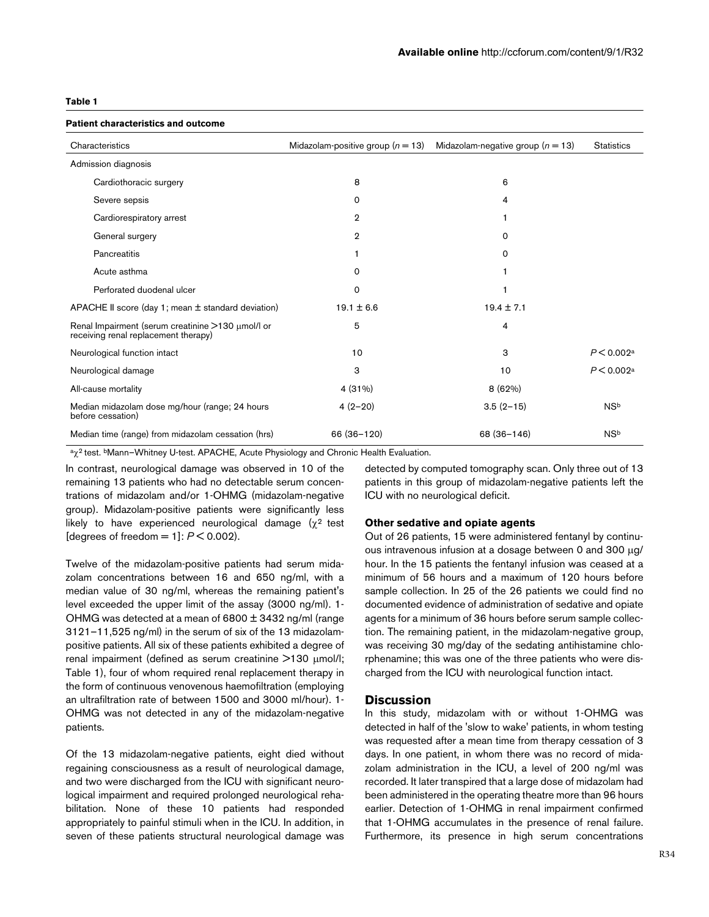**Table 1**

**Patient characteristics and outcome**

| Characteristics | Midazolam-positive group ($n = 13$) | Midazolam-negative group ($n = 13$) | Statistics |
|---|---|---|---|
| Admission diagnosis | | | |
| Cardiothoracic surgery | 8 | 6 | |
| Severe sepsis | 0 | 4 | |
| Cardiorespiratory arrest | 2 | 1 | |
| General surgery | 2 | 0 | |
| Pancreatitis | 1 | 0 | |
| Acute asthma | 0 | 1 | |
| Perforated duodenal ulcer | 0 | 1 | |
| APACHE II score (day 1; mean ± standard deviation) | 19.1 ± 6.6 | 19.4 ± 7.1 | |
| Renal Impairment (serum creatinine >130 μmol/l or receiving renal replacement therapy) | 5 | 4 | |
| Neurological function intact | 10 | 3 | $P < 0.002$[a] |
| Neurological damage | 3 | 10 | $P < 0.002$[a] |
| All-cause mortality | 4 (31%) | 8 (62%) | |
| Median midazolam dose mg/hour (range; 24 hours before cessation) | 4 (2–20) | 3.5 (2–15) | NS[b] |
| Median time (range) from midazolam cessation (hrs) | 66 (36–120) | 68 (36–146) | NS[b] |

[a] $\chi^2$ test. [b] Mann–Whitney U-test. APACHE, Acute Physiology and Chronic Health Evaluation.

In contrast, neurological damage was observed in 10 of the remaining 13 patients who had no detectable serum concentrations of midazolam and/or 1-OHMG (midazolam-negative group). Midazolam-positive patients were significantly less likely to have experienced neurological damage ($\chi^2$ test [degrees of freedom = 1]: $P < 0.002$).

Twelve of the midazolam-positive patients had serum midazolam concentrations between 16 and 650 ng/ml, with a median value of 30 ng/ml, whereas the remaining patient's level exceeded the upper limit of the assay (3000 ng/ml). 1-OHMG was detected at a mean of 6800 ± 3432 ng/ml (range 3121–11,525 ng/ml) in the serum of six of the 13 midazolam-positive patients. All six of these patients exhibited a degree of renal impairment (defined as serum creatinine >130 μmol/l; Table 1), four of whom required renal replacement therapy in the form of continuous venovenous haemofiltration (employing an ultrafiltration rate of between 1500 and 3000 ml/hour). 1-OHMG was not detected in any of the midazolam-negative patients.

Of the 13 midazolam-negative patients, eight died without regaining consciousness as a result of neurological damage, and two were discharged from the ICU with significant neurological impairment and required prolonged neurological rehabilitation. None of these 10 patients had responded appropriately to painful stimuli when in the ICU. In addition, in seven of these patients structural neurological damage was detected by computed tomography scan. Only three out of 13 patients in this group of midazolam-negative patients left the ICU with no neurological deficit.

### Other sedative and opiate agents

Out of 26 patients, 15 were administered fentanyl by continuous intravenous infusion at a dosage between 0 and 300 μg/hour. In the 15 patients the fentanyl infusion was ceased at a minimum of 56 hours and a maximum of 120 hours before sample collection. In 25 of the 26 patients we could find no documented evidence of administration of sedative and opiate agents for a minimum of 36 hours before serum sample collection. The remaining patient, in the midazolam-negative group, was receiving 30 mg/day of the sedating antihistamine chlorphenamine; this was one of the three patients who were discharged from the ICU with neurological function intact.

## Discussion

In this study, midazolam with or without 1-OHMG was detected in half of the 'slow to wake' patients, in whom testing was requested after a mean time from therapy cessation of 3 days. In one patient, in whom there was no record of midazolam administration in the ICU, a level of 200 ng/ml was recorded. It later transpired that a large dose of midazolam had been administered in the operating theatre more than 96 hours earlier. Detection of 1-OHMG in renal impairment confirmed that 1-OHMG accumulates in the presence of renal failure. Furthermore, its presence in high serum concentrations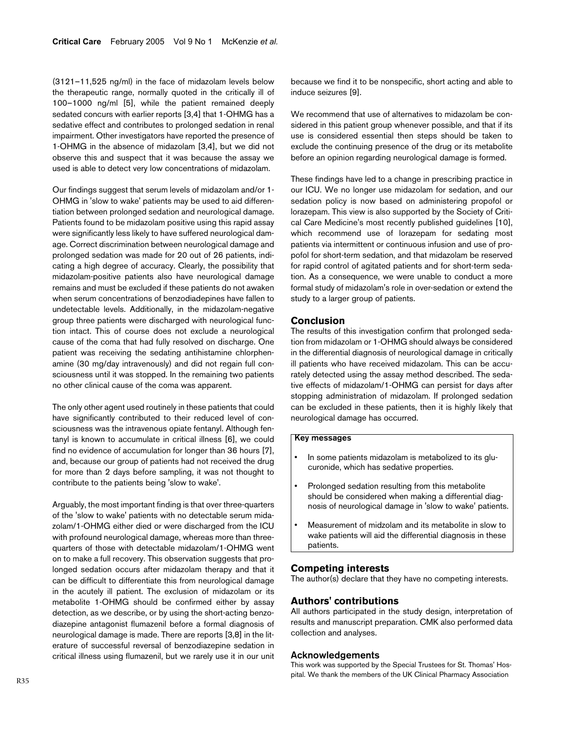(3121–11,525 ng/ml) in the face of midazolam levels below the therapeutic range, normally quoted in the critically ill of 100–1000 ng/ml [5], while the patient remained deeply sedated concurs with earlier reports [3,4] that 1-OHMG has a sedative effect and contributes to prolonged sedation in renal impairment. Other investigators have reported the presence of 1-OHMG in the absence of midazolam [3,4], but we did not observe this and suspect that it was because the assay we used is able to detect very low concentrations of midazolam.

Our findings suggest that serum levels of midazolam and/or 1-OHMG in 'slow to wake' patients may be used to aid differentiation between prolonged sedation and neurological damage. Patients found to be midazolam positive using this rapid assay were significantly less likely to have suffered neurological damage. Correct discrimination between neurological damage and prolonged sedation was made for 20 out of 26 patients, indicating a high degree of accuracy. Clearly, the possibility that midazolam-positive patients also have neurological damage remains and must be excluded if these patients do not awaken when serum concentrations of benzodiadepines have fallen to undetectable levels. Additionally, in the midazolam-negative group three patients were discharged with neurological function intact. This of course does not exclude a neurological cause of the coma that had fully resolved on discharge. One patient was receiving the sedating antihistamine chlorphenamine (30 mg/day intravenously) and did not regain full consciousness until it was stopped. In the remaining two patients no other clinical cause of the coma was apparent.

The only other agent used routinely in these patients that could have significantly contributed to their reduced level of consciousness was the intravenous opiate fentanyl. Although fentanyl is known to accumulate in critical illness [6], we could find no evidence of accumulation for longer than 36 hours [7], and, because our group of patients had not received the drug for more than 2 days before sampling, it was not thought to contribute to the patients being 'slow to wake'.

Arguably, the most important finding is that over three-quarters of the 'slow to wake' patients with no detectable serum midazolam/1-OHMG either died or were discharged from the ICU with profound neurological damage, whereas more than three-quarters of those with detectable midazolam/1-OHMG went on to make a full recovery. This observation suggests that prolonged sedation occurs after midazolam therapy and that it can be difficult to differentiate this from neurological damage in the acutely ill patient. The exclusion of midazolam or its metabolite 1-OHMG should be confirmed either by assay detection, as we describe, or by using the short-acting benzodiazepine antagonist flumazenil before a formal diagnosis of neurological damage is made. There are reports [3,8] in the literature of successful reversal of benzodiazepine sedation in critical illness using flumazenil, but we rarely use it in our unit because we find it to be nonspecific, short acting and able to induce seizures [9].

We recommend that use of alternatives to midazolam be considered in this patient group whenever possible, and that if its use is considered essential then steps should be taken to exclude the continuing presence of the drug or its metabolite before an opinion regarding neurological damage is formed.

These findings have led to a change in prescribing practice in our ICU. We no longer use midazolam for sedation, and our sedation policy is now based on administering propofol or lorazepam. This view is also supported by the Society of Critical Care Medicine's most recently published guidelines [10], which recommend use of lorazepam for sedating most patients via intermittent or continuous infusion and use of propofol for short-term sedation, and that midazolam be reserved for rapid control of agitated patients and for short-term sedation. As a consequence, we were unable to conduct a more formal study of midazolam's role in over-sedation or extend the study to a larger group of patients.

## Conclusion

The results of this investigation confirm that prolonged sedation from midazolam or 1-OHMG should always be considered in the differential diagnosis of neurological damage in critically ill patients who have received midazolam. This can be accurately detected using the assay method described. The sedative effects of midazolam/1-OHMG can persist for days after stopping administration of midazolam. If prolonged sedation can be excluded in these patients, then it is highly likely that neurological damage has occurred.

**Key messages**

- In some patients midazolam is metabolized to its glucuronide, which has sedative properties.
- Prolonged sedation resulting from this metabolite should be considered when making a differential diagnosis of neurological damage in 'slow to wake' patients.
- Measurement of midzolam and its metabolite in slow to wake patients will aid the differential diagnosis in these patients.

## Competing interests

The author(s) declare that they have no competing interests.

## Authors' contributions

All authors participated in the study design, interpretation of results and manuscript preparation. CMK also performed data collection and analyses.

## Acknowledgements

This work was supported by the Special Trustees for St. Thomas' Hospital. We thank the members of the UK Clinical Pharmacy Association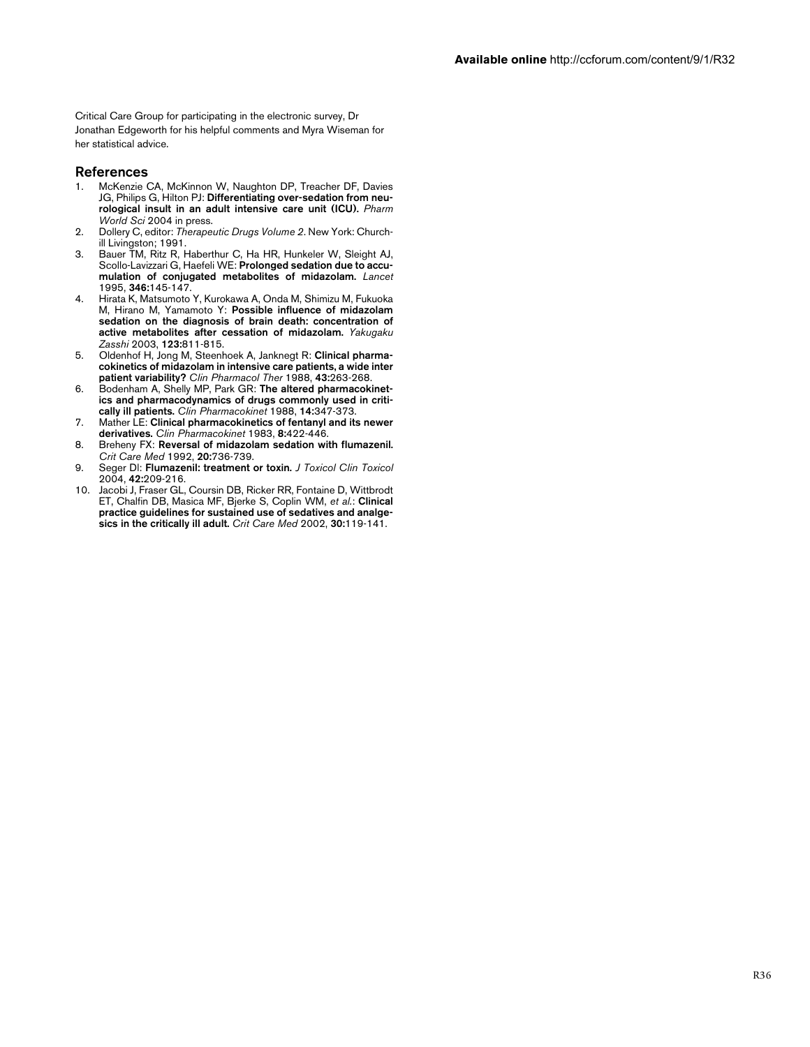Critical Care Group for participating in the electronic survey, Dr Jonathan Edgeworth for his helpful comments and Myra Wiseman for her statistical advice.

## References

1. McKenzie CA, McKinnon W, Naughton DP, Treacher DF, Davies JG, Philips G, Hilton PJ: **Differentiating over-sedation from neurological insult in an adult intensive care unit (ICU).** *Pharm World Sci* 2004 in press.
2. Dollery C, editor: *Therapeutic Drugs Volume 2*. New York: Churchill Livingston; 1991.
3. Bauer TM, Ritz R, Haberthur C, Ha HR, Hunkeler W, Sleight AJ, Scollo-Lavizzari G, Haefeli WE: **Prolonged sedation due to accumulation of conjugated metabolites of midazolam.** *Lancet* 1995, **346:**145-147.
4. Hirata K, Matsumoto Y, Kurokawa A, Onda M, Shimizu M, Fukuoka M, Hirano M, Yamamoto Y: **Possible influence of midazolam sedation on the diagnosis of brain death: concentration of active metabolites after cessation of midazolam.** *Yakugaku Zasshi* 2003, **123:**811-815.
5. Oldenhof H, Jong M, Steenhoek A, Janknegt R: **Clinical pharmacokinetics of midazolam in intensive care patients, a wide inter patient variability?** *Clin Pharmacol Ther* 1988, **43:**263-268.
6. Bodenham A, Shelly MP, Park GR: **The altered pharmacokinetics and pharmacodynamics of drugs commonly used in critically ill patients.** *Clin Pharmacokinet* 1988, **14:**347-373.
7. Mather LE: **Clinical pharmacokinetics of fentanyl and its newer derivatives.** *Clin Pharmacokinet* 1983, **8:**422-446.
8. Breheny FX: **Reversal of midazolam sedation with flumazenil.** *Crit Care Med* 1992, **20:**736-739.
9. Seger DI: **Flumazenil: treatment or toxin.** *J Toxicol Clin Toxicol* 2004, **42:**209-216.
10. Jacobi J, Fraser GL, Coursin DB, Ricker RR, Fontaine D, Wittbrodt ET, Chalfin DB, Masica MF, Bjerke S, Coplin WM, *et al.*: **Clinical practice guidelines for sustained use of sedatives and analgesics in the critically ill adult.** *Crit Care Med* 2002, **30:**119-141.